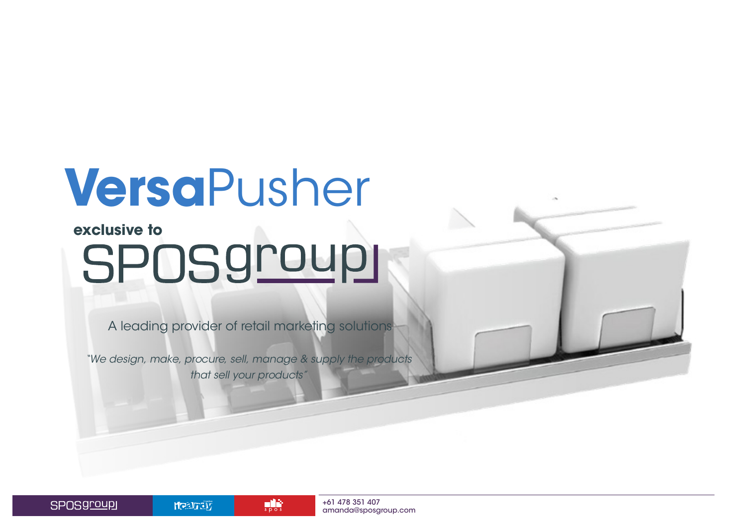# VersaPusher

**exclusive to**

## SPOSgroup

A leading provider of retail marketing solutions

*"We design, make, procure, sell, manage & supply the products that sell your products"*

+61 478 351 407
amanda@sposgroup.com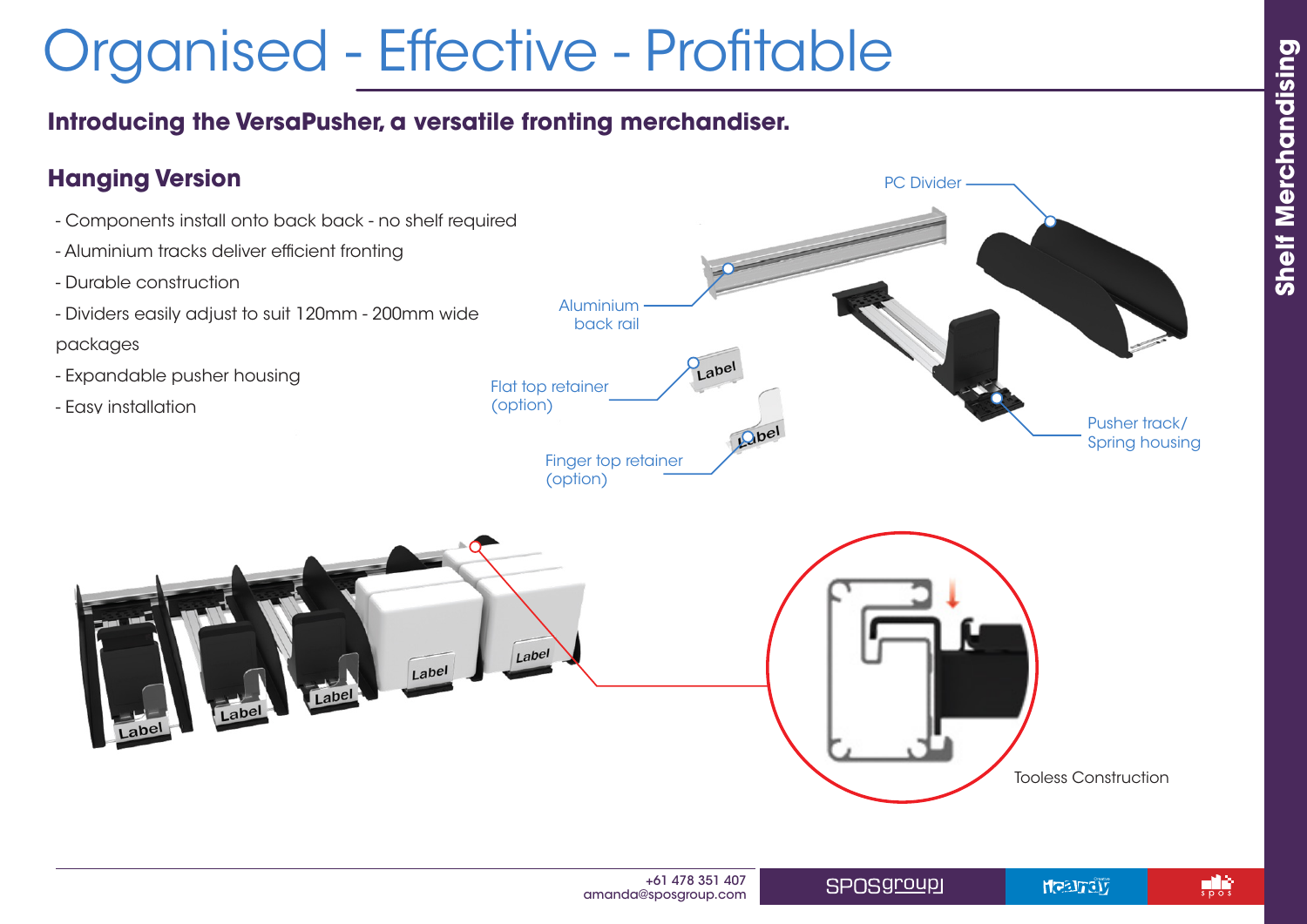# Organised - Effective - Profitable

**Introducing the VersaPusher, a versatile fronting merchandiser.**

## Hanging Version

- Components install onto back back - no shelf required
- Aluminium tracks deliver efficient fronting
- Durable construction
- Dividers easily adjust to suit 120mm - 200mm wide packages
- Expandable pusher housing
- Easy installation

PC Divider

Aluminium back rail

Flat top retainer (option)

Finger top retainer (option)

Pusher track/ Spring housing

Tooless Construction

Shelf Merchandising

+61 478 351 407
amanda@sposgroup.com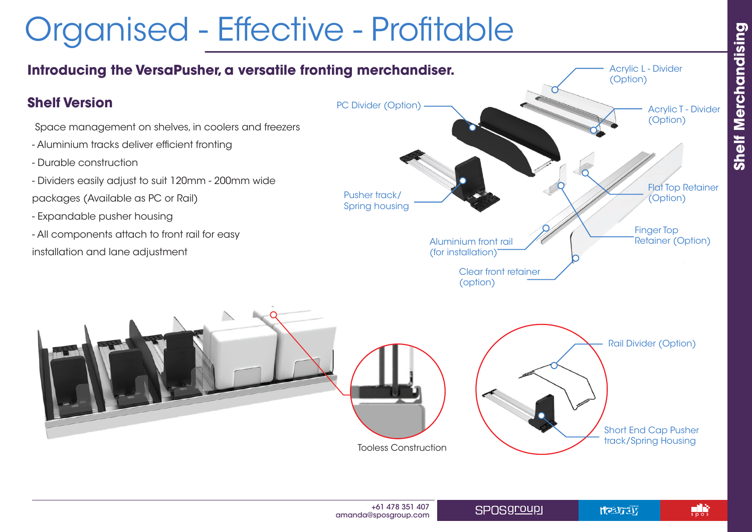# Organised - Effective - Profitable

## Introducing the VersaPusher, a versatile fronting merchandiser.

### Shelf Version

Space management on shelves, in coolers and freezers

- Aluminium tracks deliver efficient fronting
- Durable construction
- Dividers easily adjust to suit 120mm - 200mm wide packages (Available as PC or Rail)
- Expandable pusher housing
- All components attach to front rail for easy installation and lane adjustment

PC Divider (Option)

Acrylic L - Divider (Option)

Acrylic T - Divider (Option)

Pusher track/ Spring housing

Flat Top Retainer (Option)

Finger Top Retainer (Option)

Aluminium front rail (for installation)

Clear front retainer (option)

Tooless Construction

Rail Divider (Option)

Short End Cap Pusher track/Spring Housing

+61 478 351 407
amanda@sposgroup.com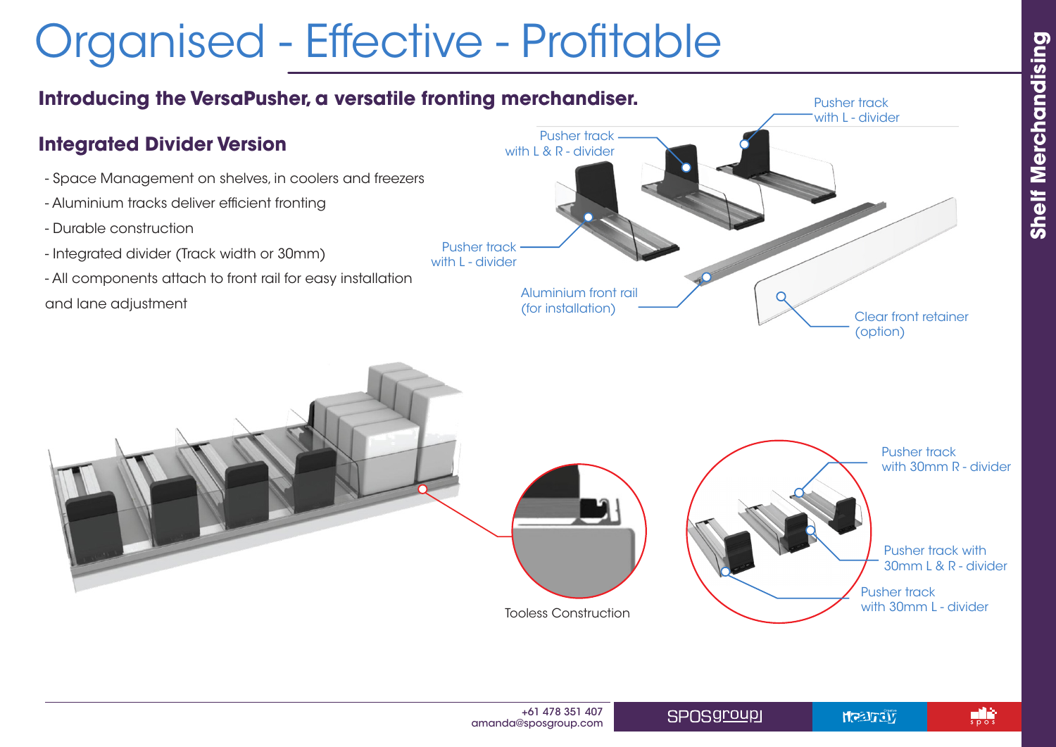# Organised - Effective - Profitable

## Introducing the VersaPusher, a versatile fronting merchandiser.

### Integrated Divider Version

- Space Management on shelves, in coolers and freezers
- Aluminium tracks deliver efficient fronting
- Durable construction
- Integrated divider (Track width or 30mm)
- All components attach to front rail for easy installation and lane adjustment

Pusher track with L - divider

Pusher track with L & R - divider

Pusher track with L - divider

Aluminium front rail (for installation)

Clear front retainer (option)

Tooless Construction

Pusher track with 30mm R - divider

Pusher track with 30mm L & R - divider

Pusher track with 30mm L - divider

Shelf Merchandising

+61 478 351 407
amanda@sposgroup.com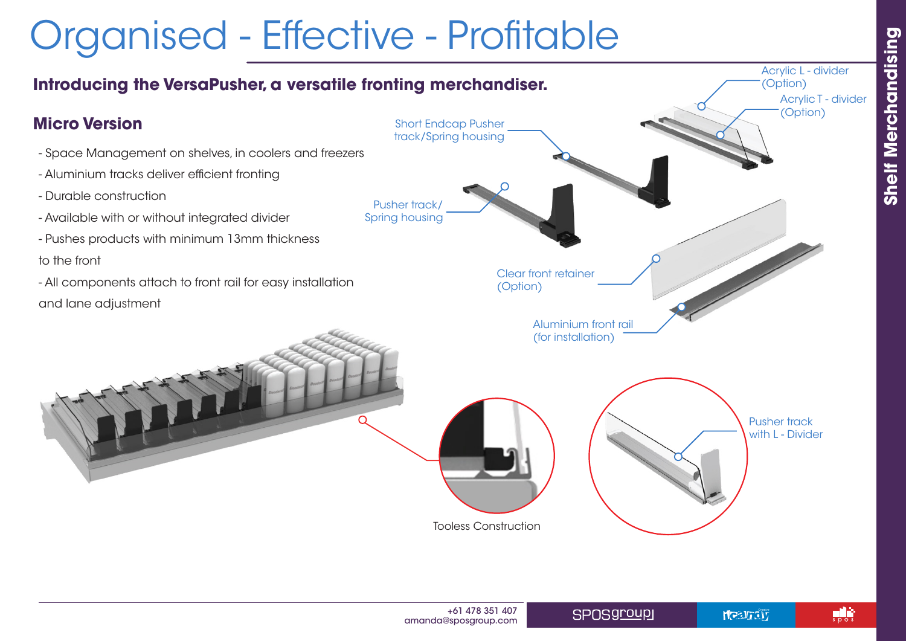# Organised - Effective - Profitable

## Introducing the VersaPusher, a versatile fronting merchandiser.

### Micro Version

- Space Management on shelves, in coolers and freezers
- Aluminium tracks deliver efficient fronting
- Durable construction
- Available with or without integrated divider
- Pushes products with minimum 13mm thickness to the front
- All components attach to front rail for easy installation and lane adjustment

Acrylic L - divider (Option)

Acrylic T - divider (Option)

Short Endcap Pusher track/Spring housing

Pusher track/ Spring housing

Clear front retainer (Option)

Aluminium front rail (for installation)

Pusher track with L - Divider

Tooless Construction

Shelf Merchandising

+61 478 351 407
amanda@sposgroup.com